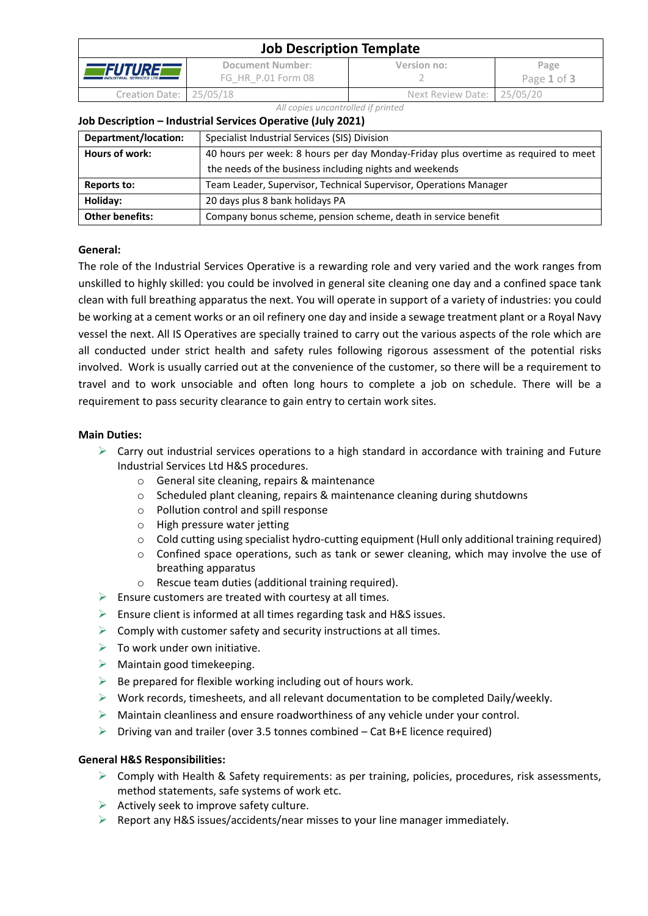# Job Description Template

| FUTURE INDUSTRIAL SERVICES LTD | Document Number: FG_HR_P.01 Form 08 | Version no: 2 |
|---|---|---|
| Creation Date: 25/05/18 | | Next Review Date: 25/05/20 |

*All copies uncontrolled if printed*

## Job Description – Industrial Services Operative (July 2021)

| | |
|---|---|
| **Department/location:** | Specialist Industrial Services (SIS) Division |
| **Hours of work:** | 40 hours per week: 8 hours per day Monday-Friday plus overtime as required to meet the needs of the business including nights and weekends |
| **Reports to:** | Team Leader, Supervisor, Technical Supervisor, Operations Manager |
| **Holiday:** | 20 days plus 8 bank holidays PA |
| **Other benefits:** | Company bonus scheme, pension scheme, death in service benefit |

### General:

The role of the Industrial Services Operative is a rewarding role and very varied and the work ranges from unskilled to highly skilled: you could be involved in general site cleaning one day and a confined space tank clean with full breathing apparatus the next. You will operate in support of a variety of industries: you could be working at a cement works or an oil refinery one day and inside a sewage treatment plant or a Royal Navy vessel the next. All IS Operatives are specially trained to carry out the various aspects of the role which are all conducted under strict health and safety rules following rigorous assessment of the potential risks involved. Work is usually carried out at the convenience of the customer, so there will be a requirement to travel and to work unsociable and often long hours to complete a job on schedule. There will be a requirement to pass security clearance to gain entry to certain work sites.

### Main Duties:

- Carry out industrial services operations to a high standard in accordance with training and Future Industrial Services Ltd H&S procedures.
  - General site cleaning, repairs & maintenance
  - Scheduled plant cleaning, repairs & maintenance cleaning during shutdowns
  - Pollution control and spill response
  - High pressure water jetting
  - Cold cutting using specialist hydro-cutting equipment (Hull only additional training required)
  - Confined space operations, such as tank or sewer cleaning, which may involve the use of breathing apparatus
  - Rescue team duties (additional training required).
- Ensure customers are treated with courtesy at all times.
- Ensure client is informed at all times regarding task and H&S issues.
- Comply with customer safety and security instructions at all times.
- To work under own initiative.
- Maintain good timekeeping.
- Be prepared for flexible working including out of hours work.
- Work records, timesheets, and all relevant documentation to be completed Daily/weekly.
- Maintain cleanliness and ensure roadworthiness of any vehicle under your control.
- Driving van and trailer (over 3.5 tonnes combined – Cat B+E licence required)

### General H&S Responsibilities:

- Comply with Health & Safety requirements: as per training, policies, procedures, risk assessments, method statements, safe systems of work etc.
- Actively seek to improve safety culture.
- Report any H&S issues/accidents/near misses to your line manager immediately.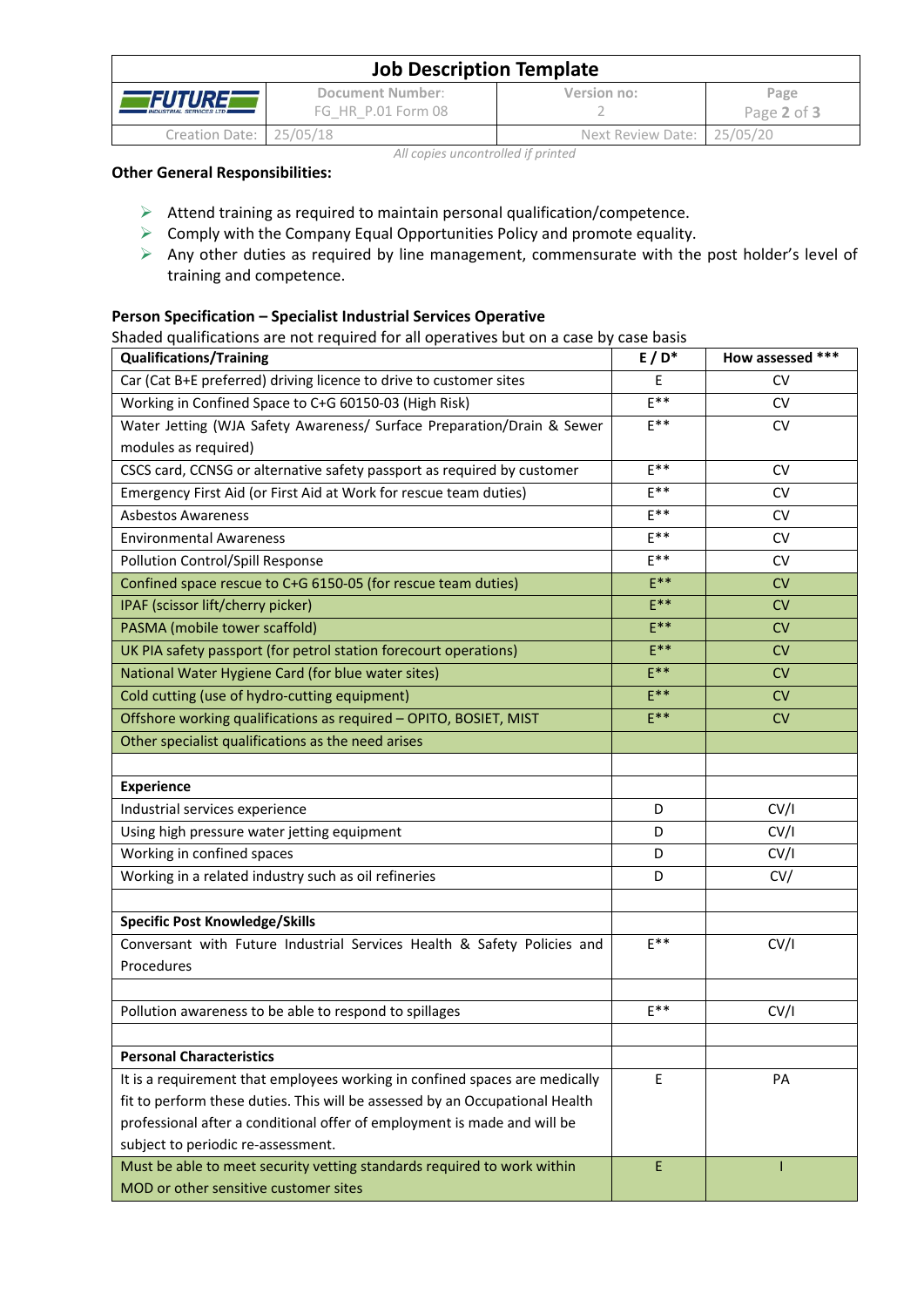**Other General Responsibilities:**

- Attend training as required to maintain personal qualification/competence.
- Comply with the Company Equal Opportunities Policy and promote equality.
- Any other duties as required by line management, commensurate with the post holder's level of training and competence.

**Person Specification – Specialist Industrial Services Operative**

Shaded qualifications are not required for all operatives but on a case by case basis

| Qualifications/Training | E / D* | How assessed *** |
|---|---|---|
| Car (Cat B+E preferred) driving licence to drive to customer sites | E | CV |
| Working in Confined Space to C+G 60150-03 (High Risk) | E** | CV |
| Water Jetting (WJA Safety Awareness/ Surface Preparation/Drain & Sewer modules as required) | E** | CV |
| CSCS card, CCNSG or alternative safety passport as required by customer | E** | CV |
| Emergency First Aid (or First Aid at Work for rescue team duties) | E** | CV |
| Asbestos Awareness | E** | CV |
| Environmental Awareness | E** | CV |
| Pollution Control/Spill Response | E** | CV |
| Confined space rescue to C+G 6150-05 (for rescue team duties) | E** | CV |
| IPAF (scissor lift/cherry picker) | E** | CV |
| PASMA (mobile tower scaffold) | E** | CV |
| UK PIA safety passport (for petrol station forecourt operations) | E** | CV |
| National Water Hygiene Card (for blue water sites) | E** | CV |
| Cold cutting (use of hydro-cutting equipment) | E** | CV |
| Offshore working qualifications as required – OPITO, BOSIET, MIST | E** | CV |
| Other specialist qualifications as the need arises | | |
| | | |
| **Experience** | | |
| Industrial services experience | D | CV/I |
| Using high pressure water jetting equipment | D | CV/I |
| Working in confined spaces | D | CV/I |
| Working in a related industry such as oil refineries | D | CV/ |
| | | |
| **Specific Post Knowledge/Skills** | | |
| Conversant with Future Industrial Services Health & Safety Policies and Procedures | E** | CV/I |
| | | |
| Pollution awareness to be able to respond to spillages | E** | CV/I |
| | | |
| **Personal Characteristics** | | |
| It is a requirement that employees working in confined spaces are medically fit to perform these duties. This will be assessed by an Occupational Health professional after a conditional offer of employment is made and will be subject to periodic re-assessment. | E | PA |
| Must be able to meet security vetting standards required to work within MOD or other sensitive customer sites | E | I |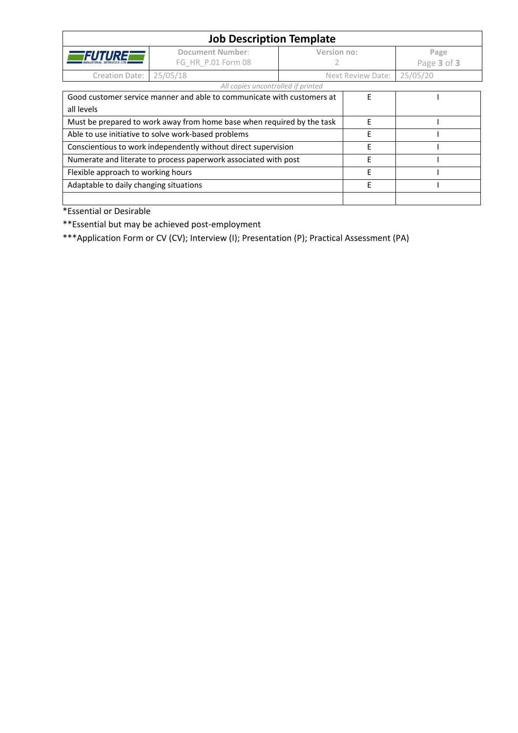| | | |
|---|---|---|
| Good customer service manner and able to communicate with customers at all levels | E | I |
| Must be prepared to work away from home base when required by the task | E | I |
| Able to use initiative to solve work-based problems | E | I |
| Conscientious to work independently without direct supervision | E | I |
| Numerate and literate to process paperwork associated with post | E | I |
| Flexible approach to working hours | E | I |
| Adaptable to daily changing situations | E | I |
| | | |

*Essential or Desirable

**Essential but may be achieved post-employment

***Application Form or CV (CV); Interview (I); Presentation (P); Practical Assessment (PA)